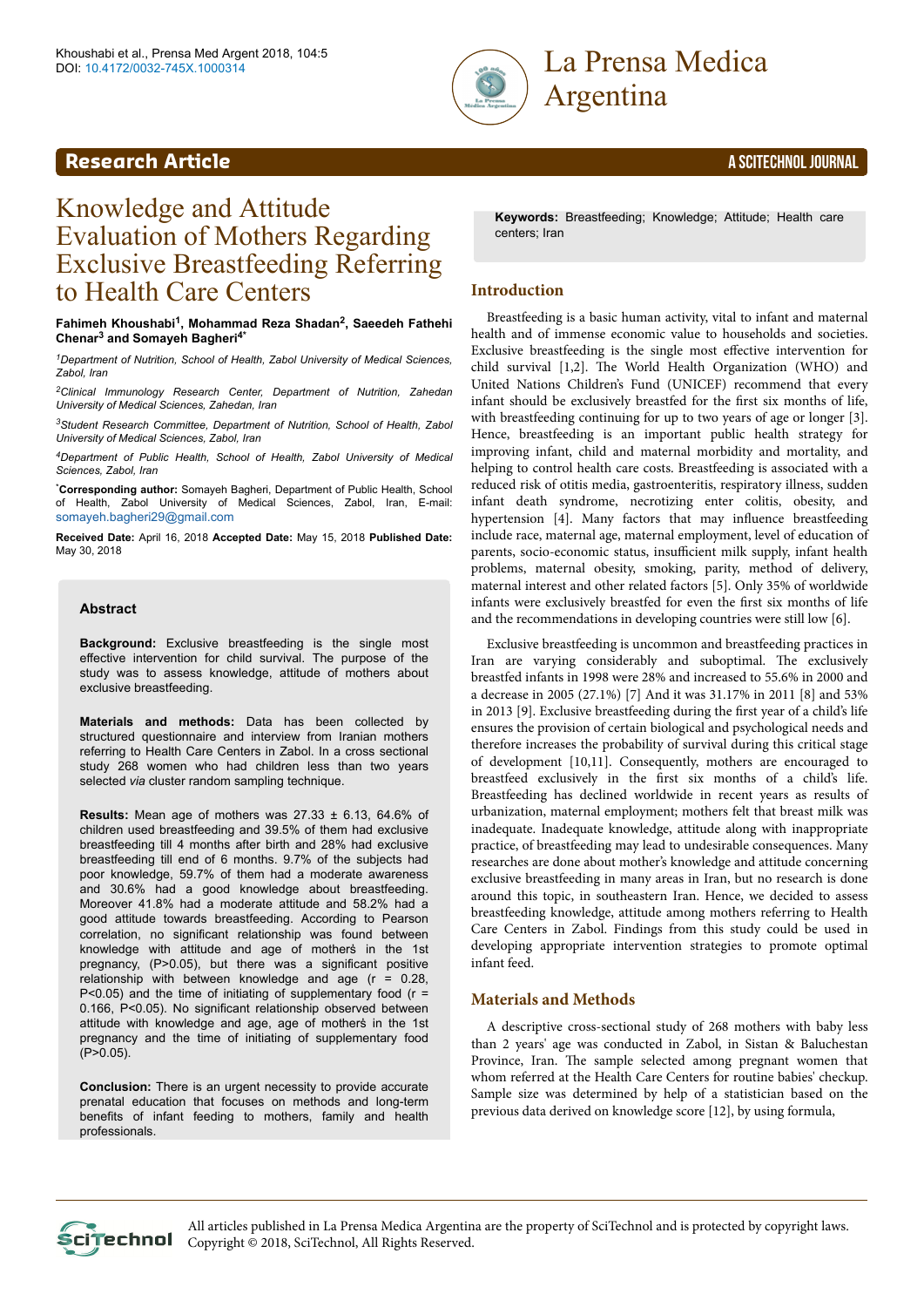Research Article

# Knowledge and Attitude Evaluation of Mothers Regarding Exclusive Breastfeeding Referring to Health Care Centers

**Fahimeh Khoushabi[1], Mohammad Reza Shadan[2], Saeedeh Fathehi Chenar[3] and Somayeh Bagheri[4*]**

*[1]Department of Nutrition, School of Health, Zabol University of Medical Sciences, Zabol, Iran*

*[2]Clinical Immunology Research Center, Department of Nutrition, Zahedan University of Medical Sciences, Zahedan, Iran*

*[3]Student Research Committee, Department of Nutrition, School of Health, Zabol University of Medical Sciences, Zabol, Iran*

*[4]Department of Public Health, School of Health, Zabol University of Medical Sciences, Zabol, Iran*

[*]**Corresponding author:** Somayeh Bagheri, Department of Public Health, School of Health, Zabol University of Medical Sciences, Zabol, Iran, E-mail: somayeh.bagheri29@gmail.com

**Received Date:** April 16, 2018 **Accepted Date:** May 15, 2018 **Published Date:** May 30, 2018

### Abstract

**Background:** Exclusive breastfeeding is the single most effective intervention for child survival. The purpose of the study was to assess knowledge, attitude of mothers about exclusive breastfeeding.

**Materials and methods:** Data has been collected by structured questionnaire and interview from Iranian mothers referring to Health Care Centers in Zabol. In a cross sectional study 268 women who had children less than two years selected *via* cluster random sampling technique.

**Results:** Mean age of mothers was 27.33 ± 6.13, 64.6% of children used breastfeeding and 39.5% of them had exclusive breastfeeding till 4 months after birth and 28% had exclusive breastfeeding till end of 6 months. 9.7% of the subjects had poor knowledge, 59.7% of them had a moderate awareness and 30.6% had a good knowledge about breastfeeding. Moreover 41.8% had a moderate attitude and 58.2% had a good attitude towards breastfeeding. According to Pearson correlation, no significant relationship was found between knowledge with attitude and age of mothers̓ in the 1st pregnancy, (P>0.05), but there was a significant positive relationship with between knowledge and age (r = 0.28, P<0.05) and the time of initiating of supplementary food (r = 0.166, P<0.05). No significant relationship observed between attitude with knowledge and age, age of mothers̓ in the 1st pregnancy and the time of initiating of supplementary food (P>0.05).

**Conclusion:** There is an urgent necessity to provide accurate prenatal education that focuses on methods and long-term benefits of infant feeding to mothers, family and health professionals.

**Keywords:** Breastfeeding; Knowledge; Attitude; Health care centers; Iran

## Introduction

Breastfeeding is a basic human activity, vital to infant and maternal health and of immense economic value to households and societies. Exclusive breastfeeding is the single most effective intervention for child survival [1,2]. The World Health Organization (WHO) and United Nations Children's Fund (UNICEF) recommend that every infant should be exclusively breastfed for the first six months of life, with breastfeeding continuing for up to two years of age or longer [3]. Hence, breastfeeding is an important public health strategy for improving infant, child and maternal morbidity and mortality, and helping to control health care costs. Breastfeeding is associated with a reduced risk of otitis media, gastroenteritis, respiratory illness, sudden infant death syndrome, necrotizing enter colitis, obesity, and hypertension [4]. Many factors that may influence breastfeeding include race, maternal age, maternal employment, level of education of parents, socio-economic status, insufficient milk supply, infant health problems, maternal obesity, smoking, parity, method of delivery, maternal interest and other related factors [5]. Only 35% of worldwide infants were exclusively breastfed for even the first six months of life and the recommendations in developing countries were still low [6].

Exclusive breastfeeding is uncommon and breastfeeding practices in Iran are varying considerably and suboptimal. The exclusively breastfed infants in 1998 were 28% and increased to 55.6% in 2000 and a decrease in 2005 (27.1%) [7] And it was 31.17% in 2011 [8] and 53% in 2013 [9]. Exclusive breastfeeding during the first year of a child's life ensures the provision of certain biological and psychological needs and therefore increases the probability of survival during this critical stage of development [10,11]. Consequently, mothers are encouraged to breastfeed exclusively in the first six months of a child's life. Breastfeeding has declined worldwide in recent years as results of urbanization, maternal employment; mothers felt that breast milk was inadequate. Inadequate knowledge, attitude along with inappropriate practice, of breastfeeding may lead to undesirable consequences. Many researches are done about mother's knowledge and attitude concerning exclusive breastfeeding in many areas in Iran, but no research is done around this topic, in southeastern Iran. Hence, we decided to assess breastfeeding knowledge, attitude among mothers referring to Health Care Centers in Zabol. Findings from this study could be used in developing appropriate intervention strategies to promote optimal infant feed.

## Materials and Methods

A descriptive cross-sectional study of 268 mothers with baby less than 2 years' age was conducted in Zabol, in Sistan & Baluchestan Province, Iran. The sample selected among pregnant women that whom referred at the Health Care Centers for routine babies' checkup. Sample size was determined by help of a statistician based on the previous data derived on knowledge score [12], by using formula,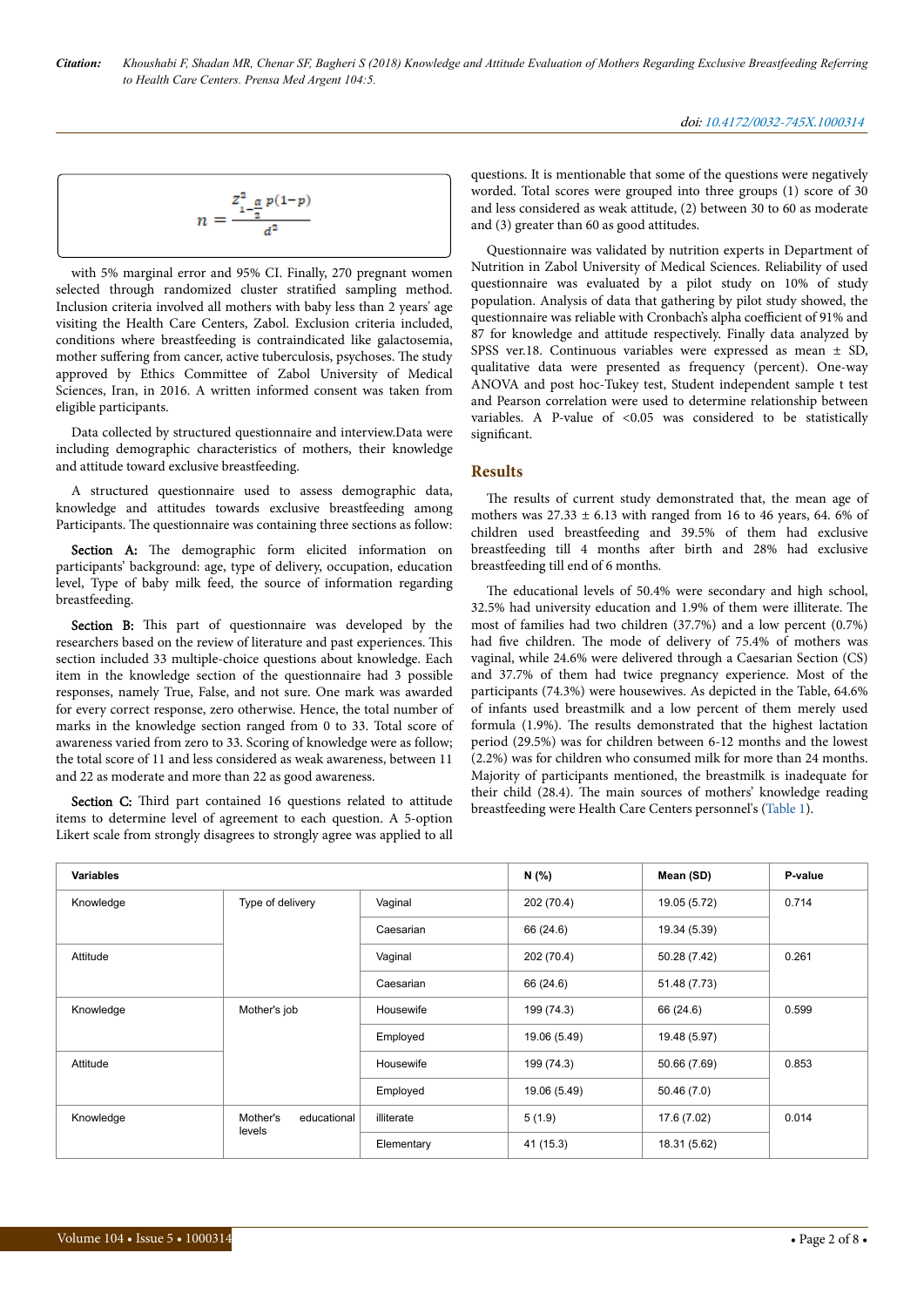$$n = \frac{Z^2_{1-\frac{\alpha}{2}} p(1-p)}{d^2}$$

with 5% marginal error and 95% CI. Finally, 270 pregnant women selected through randomized cluster stratified sampling method. Inclusion criteria involved all mothers with baby less than 2 years' age visiting the Health Care Centers, Zabol. Exclusion criteria included, conditions where breastfeeding is contraindicated like galactosemia, mother suffering from cancer, active tuberculosis, psychoses. The study approved by Ethics Committee of Zabol University of Medical Sciences, Iran, in 2016. A written informed consent was taken from eligible participants.

Data collected by structured questionnaire and interview.Data were including demographic characteristics of mothers, their knowledge and attitude toward exclusive breastfeeding.

A structured questionnaire used to assess demographic data, knowledge and attitudes towards exclusive breastfeeding among Participants. The questionnaire was containing three sections as follow:

Section A: The demographic form elicited information on participants' background: age, type of delivery, occupation, education level, Type of baby milk feed, the source of information regarding breastfeeding.

Section B: This part of questionnaire was developed by the researchers based on the review of literature and past experiences. This section included 33 multiple-choice questions about knowledge. Each item in the knowledge section of the questionnaire had 3 possible responses, namely True, False, and not sure. One mark was awarded for every correct response, zero otherwise. Hence, the total number of marks in the knowledge section ranged from 0 to 33. Total score of awareness varied from zero to 33. Scoring of knowledge were as follow; the total score of 11 and less considered as weak awareness, between 11 and 22 as moderate and more than 22 as good awareness.

Section C: Third part contained 16 questions related to attitude items to determine level of agreement to each question. A 5-option Likert scale from strongly disagrees to strongly agree was applied to all questions. It is mentionable that some of the questions were negatively worded. Total scores were grouped into three groups (1) score of 30 and less considered as weak attitude, (2) between 30 to 60 as moderate and (3) greater than 60 as good attitudes.

Questionnaire was validated by nutrition experts in Department of Nutrition in Zabol University of Medical Sciences. Reliability of used questionnaire was evaluated by a pilot study on 10% of study population. Analysis of data that gathering by pilot study showed, the questionnaire was reliable with Cronbach's alpha coefficient of 91% and 87 for knowledge and attitude respectively. Finally data analyzed by SPSS ver.18. Continuous variables were expressed as mean ± SD, qualitative data were presented as frequency (percent). One-way ANOVA and post hoc-Tukey test, Student independent sample t test and Pearson correlation were used to determine relationship between variables. A P-value of <0.05 was considered to be statistically significant.

## Results

The results of current study demonstrated that, the mean age of mothers was 27.33 ± 6.13 with ranged from 16 to 46 years, 64. 6% of children used breastfeeding and 39.5% of them had exclusive breastfeeding till 4 months after birth and 28% had exclusive breastfeeding till end of 6 months.

The educational levels of 50.4% were secondary and high school, 32.5% had university education and 1.9% of them were illiterate. The most of families had two children (37.7%) and a low percent (0.7%) had five children. The mode of delivery of 75.4% of mothers was vaginal, while 24.6% were delivered through a Caesarian Section (CS) and 37.7% of them had twice pregnancy experience. Most of the participants (74.3%) were housewives. As depicted in the Table, 64.6% of infants used breastmilk and a low percent of them merely used formula (1.9%). The results demonstrated that the highest lactation period (29.5%) was for children between 6-12 months and the lowest (2.2%) was for children who consumed milk for more than 24 months. Majority of participants mentioned, the breastmilk is inadequate for their child (28.4). The main sources of mothers' knowledge reading breastfeeding were Health Care Centers personnel's (Table 1).

| Variables | | | N (%) | Mean (SD) | P-value |
|---|---|---|---|---|---|
| Knowledge | Type of delivery | Vaginal | 202 (70.4) | 19.05 (5.72) | 0.714 |
| | | Caesarian | 66 (24.6) | 19.34 (5.39) | |
| Attitude | | Vaginal | 202 (70.4) | 50.28 (7.42) | 0.261 |
| | | Caesarian | 66 (24.6) | 51.48 (7.73) | |
| Knowledge | Mother's job | Housewife | 199 (74.3) | 66 (24.6) | 0.599 |
| | | Employed | 19.06 (5.49) | 19.48 (5.97) | |
| Attitude | | Housewife | 199 (74.3) | 50.66 (7.69) | 0.853 |
| | | Employed | 19.06 (5.49) | 50.46 (7.0) | |
| Knowledge | Mother's educational levels | illiterate | 5 (1.9) | 17.6 (7.02) | 0.014 |
| | | Elementary | 41 (15.3) | 18.31 (5.62) | |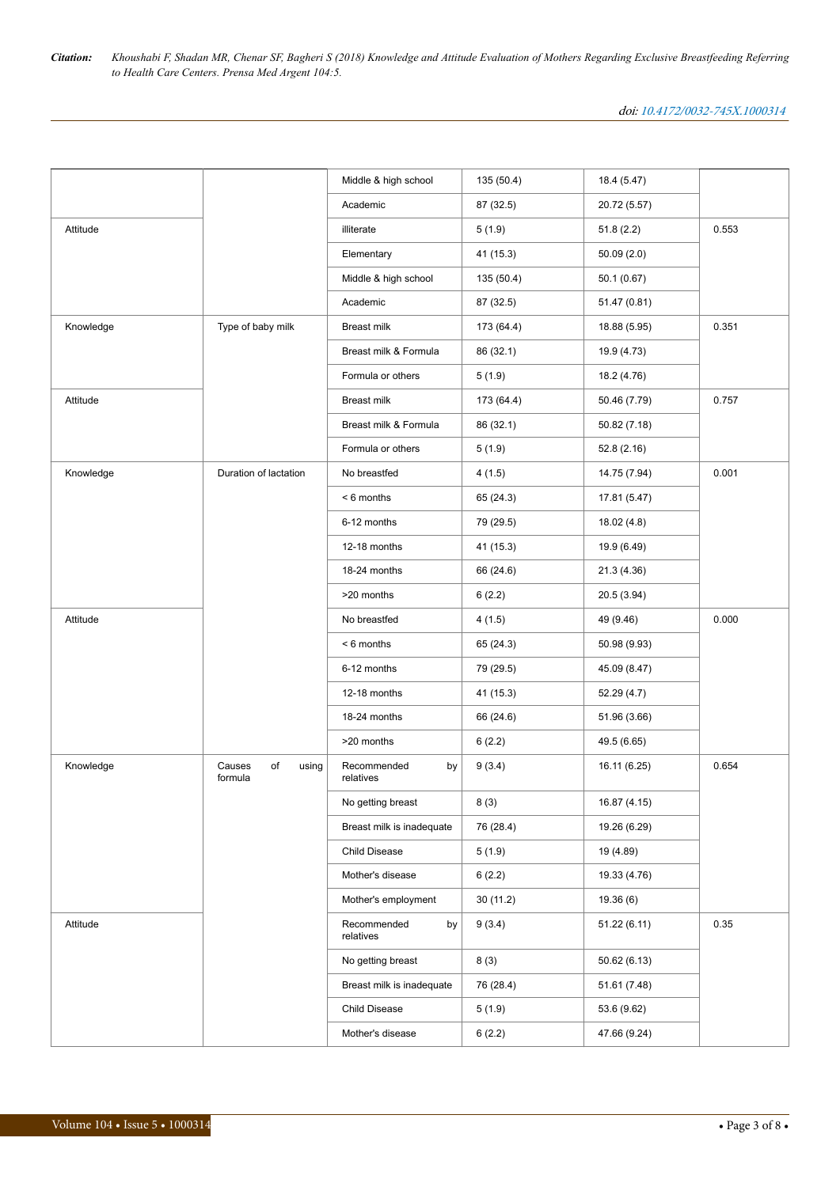|  |  | Middle & high school | 135 (50.4) | 18.4 (5.47) |  |
|---|---|---|---|---|---|
|  |  | Academic | 87 (32.5) | 20.72 (5.57) |  |
| Attitude |  | illiterate | 5 (1.9) | 51.8 (2.2) | 0.553 |
|  |  | Elementary | 41 (15.3) | 50.09 (2.0) |  |
|  |  | Middle & high school | 135 (50.4) | 50.1 (0.67) |  |
|  |  | Academic | 87 (32.5) | 51.47 (0.81) |  |
| Knowledge | Type of baby milk | Breast milk | 173 (64.4) | 18.88 (5.95) | 0.351 |
|  |  | Breast milk & Formula | 86 (32.1) | 19.9 (4.73) |  |
|  |  | Formula or others | 5 (1.9) | 18.2 (4.76) |  |
| Attitude |  | Breast milk | 173 (64.4) | 50.46 (7.79) | 0.757 |
|  |  | Breast milk & Formula | 86 (32.1) | 50.82 (7.18) |  |
|  |  | Formula or others | 5 (1.9) | 52.8 (2.16) |  |
| Knowledge | Duration of lactation | No breastfed | 4 (1.5) | 14.75 (7.94) | 0.001 |
|  |  | < 6 months | 65 (24.3) | 17.81 (5.47) |  |
|  |  | 6-12 months | 79 (29.5) | 18.02 (4.8) |  |
|  |  | 12-18 months | 41 (15.3) | 19.9 (6.49) |  |
|  |  | 18-24 months | 66 (24.6) | 21.3 (4.36) |  |
|  |  | >20 months | 6 (2.2) | 20.5 (3.94) |  |
| Attitude |  | No breastfed | 4 (1.5) | 49 (9.46) | 0.000 |
|  |  | < 6 months | 65 (24.3) | 50.98 (9.93) |  |
|  |  | 6-12 months | 79 (29.5) | 45.09 (8.47) |  |
|  |  | 12-18 months | 41 (15.3) | 52.29 (4.7) |  |
|  |  | 18-24 months | 66 (24.6) | 51.96 (3.66) |  |
|  |  | >20 months | 6 (2.2) | 49.5 (6.65) |  |
| Knowledge | Causes of using formula | Recommended by relatives | 9 (3.4) | 16.11 (6.25) | 0.654 |
|  |  | No getting breast | 8 (3) | 16.87 (4.15) |  |
|  |  | Breast milk is inadequate | 76 (28.4) | 19.26 (6.29) |  |
|  |  | Child Disease | 5 (1.9) | 19 (4.89) |  |
|  |  | Mother's disease | 6 (2.2) | 19.33 (4.76) |  |
|  |  | Mother's employment | 30 (11.2) | 19.36 (6) |  |
| Attitude |  | Recommended by relatives | 9 (3.4) | 51.22 (6.11) | 0.35 |
|  |  | No getting breast | 8 (3) | 50.62 (6.13) |  |
|  |  | Breast milk is inadequate | 76 (28.4) | 51.61 (7.48) |  |
|  |  | Child Disease | 5 (1.9) | 53.6 (9.62) |  |
|  |  | Mother's disease | 6 (2.2) | 47.66 (9.24) |  |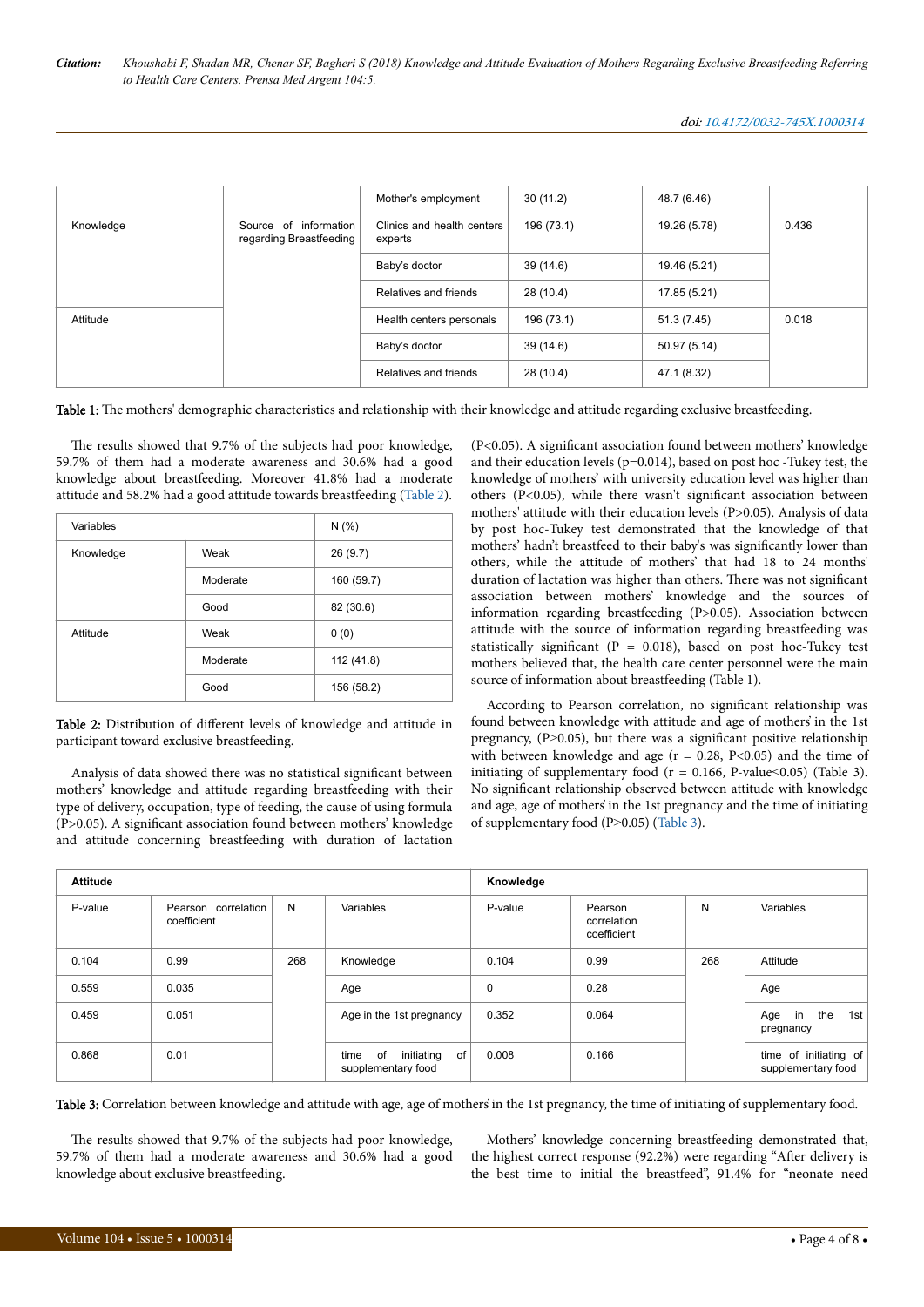|  |  | Mother's employment | 30 (11.2) | 48.7 (6.46) |  |
|---|---|---|---|---|---|
| Knowledge | Source of information regarding Breastfeeding | Clinics and health centers experts | 196 (73.1) | 19.26 (5.78) | 0.436 |
|  |  | Baby's doctor | 39 (14.6) | 19.46 (5.21) |  |
|  |  | Relatives and friends | 28 (10.4) | 17.85 (5.21) |  |
| Attitude |  | Health centers personals | 196 (73.1) | 51.3 (7.45) | 0.018 |
|  |  | Baby's doctor | 39 (14.6) | 50.97 (5.14) |  |
|  |  | Relatives and friends | 28 (10.4) | 47.1 (8.32) |  |

**Table 1:** The mothers' demographic characteristics and relationship with their knowledge and attitude regarding exclusive breastfeeding.

The results showed that 9.7% of the subjects had poor knowledge, 59.7% of them had a moderate awareness and 30.6% had a good knowledge about breastfeeding. Moreover 41.8% had a moderate attitude and 58.2% had a good attitude towards breastfeeding (Table 2).

| Variables |  | N (%) |
|---|---|---|
| Knowledge | Weak | 26 (9.7) |
|  | Moderate | 160 (59.7) |
|  | Good | 82 (30.6) |
| Attitude | Weak | 0 (0) |
|  | Moderate | 112 (41.8) |
|  | Good | 156 (58.2) |

**Table 2:** Distribution of different levels of knowledge and attitude in participant toward exclusive breastfeeding.

Analysis of data showed there was no statistical significant between mothers' knowledge and attitude regarding breastfeeding with their type of delivery, occupation, type of feeding, the cause of using formula ($P>0.05$). A significant association found between mothers' knowledge and attitude concerning breastfeeding with duration of lactation ($P<0.05$). A significant association found between mothers' knowledge and their education levels ($p=0.014$), based on post hoc -Tukey test, the knowledge of mothers' with university education level was higher than others ($P<0.05$), while there wasn't significant association between mothers' attitude with their education levels ($P>0.05$). Analysis of data by post hoc-Tukey test demonstrated that the knowledge of that mothers' hadn't breastfeed to their baby's was significantly lower than others, while the attitude of mothers' that had 18 to 24 months' duration of lactation was higher than others. There was not significant association between mothers' knowledge and the sources of information regarding breastfeeding ($P>0.05$). Association between attitude with the source of information regarding breastfeeding was statistically significant ($P = 0.018$), based on post hoc-Tukey test mothers believed that, the health care center personnel were the main source of information about breastfeeding (Table 1).

According to Pearson correlation, no significant relationship was found between knowledge with attitude and age of mothers' in the 1st pregnancy, ($P>0.05$), but there was a significant positive relationship with between knowledge and age ($r = 0.28$, $P<0.05$) and the time of initiating of supplementary food ($r = 0.166$, P-value$<0.05$) (Table 3). No significant relationship observed between attitude with knowledge and age, age of mothers' in the 1st pregnancy and the time of initiating of supplementary food ($P>0.05$) (Table 3).

| Attitude |  |  |  | Knowledge |  |  |  |
|---|---|---|---|---|---|---|---|
| P-value | Pearson correlation coefficient | N | Variables | P-value | Pearson correlation coefficient | N | Variables |
| 0.104 | 0.99 | 268 | Knowledge | 0.104 | 0.99 | 268 | Attitude |
| 0.559 | 0.035 |  | Age | 0 | 0.28 |  | Age |
| 0.459 | 0.051 |  | Age in the 1st pregnancy | 0.352 | 0.064 |  | Age in the 1st pregnancy |
| 0.868 | 0.01 |  | time of initiating of supplementary food | 0.008 | 0.166 |  | time of initiating of supplementary food |

**Table 3:** Correlation between knowledge and attitude with age, age of mothers' in the 1st pregnancy, the time of initiating of supplementary food.

The results showed that 9.7% of the subjects had poor knowledge, 59.7% of them had a moderate awareness and 30.6% had a good knowledge about exclusive breastfeeding.

Mothers' knowledge concerning breastfeeding demonstrated that, the highest correct response (92.2%) were regarding "After delivery is the best time to initial the breastfeed", 91.4% for "neonate need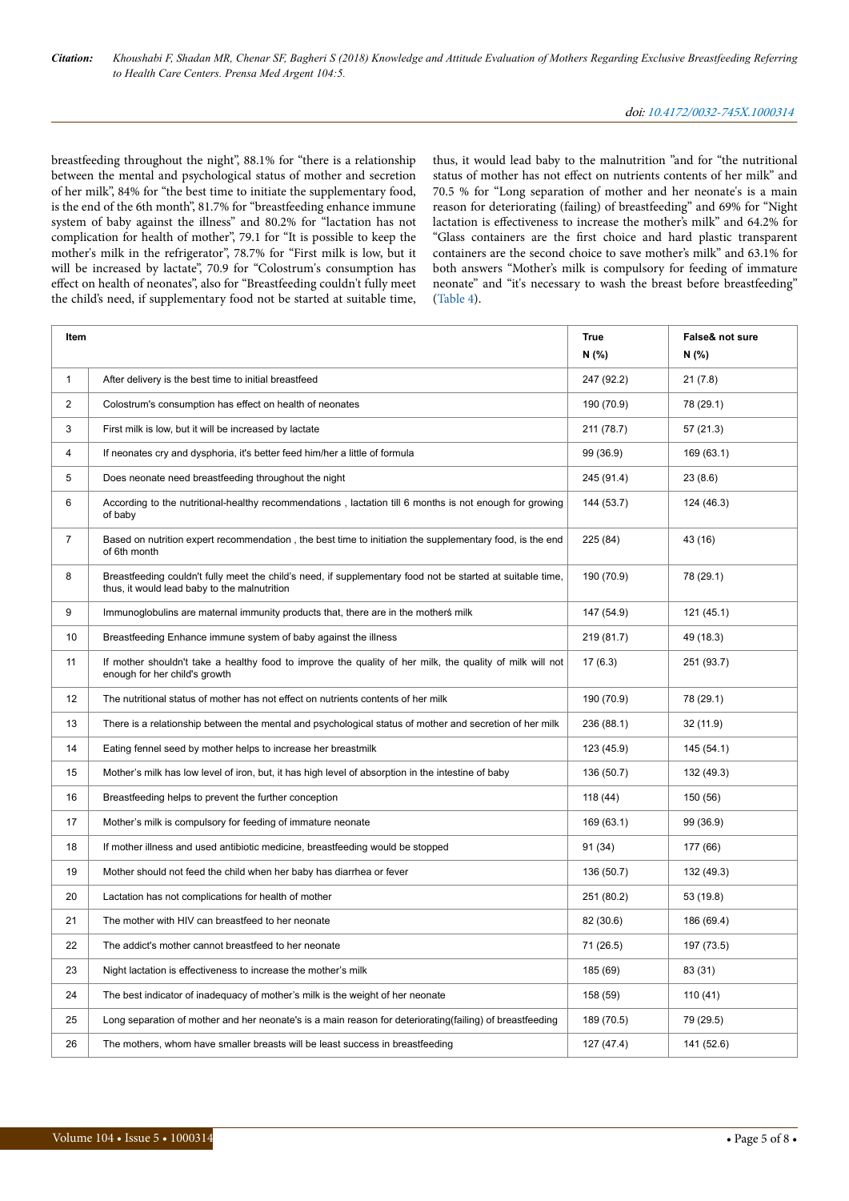breastfeeding throughout the night", 88.1% for "there is a relationship between the mental and psychological status of mother and secretion of her milk", 84% for "the best time to initiate the supplementary food, is the end of the 6th month", 81.7% for "breastfeeding enhance immune system of baby against the illness" and 80.2% for "lactation has not complication for health of mother", 79.1 for "It is possible to keep the mother's milk in the refrigerator", 78.7% for "First milk is low, but it will be increased by lactate", 70.9 for "Colostrum's consumption has effect on health of neonates", also for "Breastfeeding couldn't fully meet the child's need, if supplementary food not be started at suitable time, thus, it would lead baby to the malnutrition "and for "the nutritional status of mother has not effect on nutrients contents of her milk" and 70.5 % for "Long separation of mother and her neonate's is a main reason for deteriorating (failing) of breastfeeding" and 69% for "Night lactation is effectiveness to increase the mother's milk" and 64.2% for "Glass containers are the first choice and hard plastic transparent containers are the second choice to save mother's milk" and 63.1% for both answers "Mother's milk is compulsory for feeding of immature neonate" and "it's necessary to wash the breast before breastfeeding" (Table 4).

| Item | | True N (%) | False& not sure N (%) |
|---|---|---|---|
| 1 | After delivery is the best time to initial breastfeed | 247 (92.2) | 21 (7.8) |
| 2 | Colostrum's consumption has effect on health of neonates | 190 (70.9) | 78 (29.1) |
| 3 | First milk is low, but it will be increased by lactate | 211 (78.7) | 57 (21.3) |
| 4 | If neonates cry and dysphoria, it's better feed him/her a little of formula | 99 (36.9) | 169 (63.1) |
| 5 | Does neonate need breastfeeding throughout the night | 245 (91.4) | 23 (8.6) |
| 6 | According to the nutritional-healthy recommendations , lactation till 6 months is not enough for growing of baby | 144 (53.7) | 124 (46.3) |
| 7 | Based on nutrition expert recommendation , the best time to initiation the supplementary food, is the end of 6th month | 225 (84) | 43 (16) |
| 8 | Breastfeeding couldn't fully meet the child's need, if supplementary food not be started at suitable time, thus, it would lead baby to the malnutrition | 190 (70.9) | 78 (29.1) |
| 9 | Immunoglobulins are maternal immunity products that, there are in the mothers̀ milk | 147 (54.9) | 121 (45.1) |
| 10 | Breastfeeding Enhance immune system of baby against the illness | 219 (81.7) | 49 (18.3) |
| 11 | If mother shouldn't take a healthy food to improve the quality of her milk, the quality of milk will not enough for her child's growth | 17 (6.3) | 251 (93.7) |
| 12 | The nutritional status of mother has not effect on nutrients contents of her milk | 190 (70.9) | 78 (29.1) |
| 13 | There is a relationship between the mental and psychological status of mother and secretion of her milk | 236 (88.1) | 32 (11.9) |
| 14 | Eating fennel seed by mother helps to increase her breastmilk | 123 (45.9) | 145 (54.1) |
| 15 | Mother's milk has low level of iron, but, it has high level of absorption in the intestine of baby | 136 (50.7) | 132 (49.3) |
| 16 | Breastfeeding helps to prevent the further conception | 118 (44) | 150 (56) |
| 17 | Mother's milk is compulsory for feeding of immature neonate | 169 (63.1) | 99 (36.9) |
| 18 | If mother illness and used antibiotic medicine, breastfeeding would be stopped | 91 (34) | 177 (66) |
| 19 | Mother should not feed the child when her baby has diarrhea or fever | 136 (50.7) | 132 (49.3) |
| 20 | Lactation has not complications for health of mother | 251 (80.2) | 53 (19.8) |
| 21 | The mother with HIV can breastfeed to her neonate | 82 (30.6) | 186 (69.4) |
| 22 | The addict's mother cannot breastfeed to her neonate | 71 (26.5) | 197 (73.5) |
| 23 | Night lactation is effectiveness to increase the mother's milk | 185 (69) | 83 (31) |
| 24 | The best indicator of inadequacy of mother's milk is the weight of her neonate | 158 (59) | 110 (41) |
| 25 | Long separation of mother and her neonate's is a main reason for deteriorating(failing) of breastfeeding | 189 (70.5) | 79 (29.5) |
| 26 | The mothers, whom have smaller breasts will be least success in breastfeeding | 127 (47.4) | 141 (52.6) |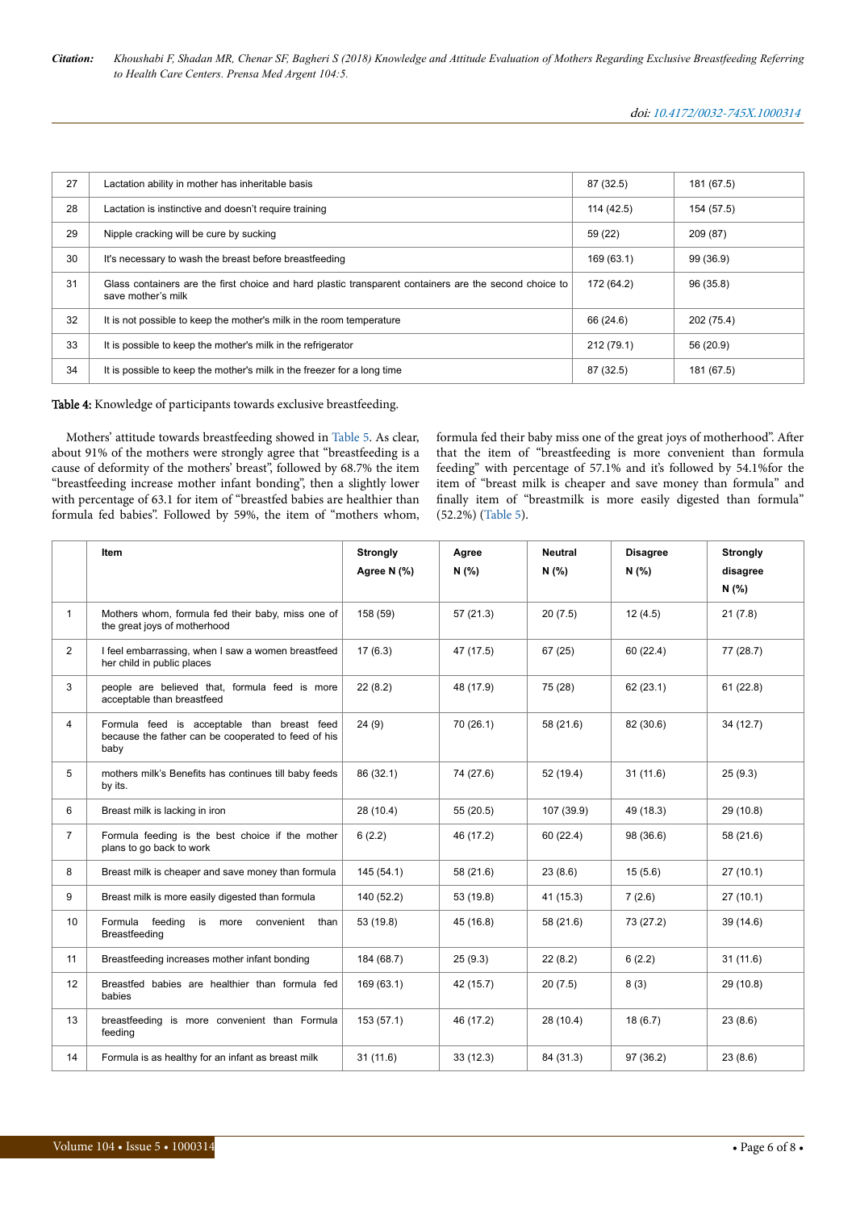| 27 | Lactation ability in mother has inheritable basis | 87 (32.5) | 181 (67.5) |
|---|---|---|---|
| 28 | Lactation is instinctive and doesn't require training | 114 (42.5) | 154 (57.5) |
| 29 | Nipple cracking will be cure by sucking | 59 (22) | 209 (87) |
| 30 | It's necessary to wash the breast before breastfeeding | 169 (63.1) | 99 (36.9) |
| 31 | Glass containers are the first choice and hard plastic transparent containers are the second choice to save mother's milk | 172 (64.2) | 96 (35.8) |
| 32 | It is not possible to keep the mother's milk in the room temperature | 66 (24.6) | 202 (75.4) |
| 33 | It is possible to keep the mother's milk in the refrigerator | 212 (79.1) | 56 (20.9) |
| 34 | It is possible to keep the mother's milk in the freezer for a long time | 87 (32.5) | 181 (67.5) |

**Table 4:** Knowledge of participants towards exclusive breastfeeding.

Mothers' attitude towards breastfeeding showed in Table 5. As clear, about 91% of the mothers were strongly agree that "breastfeeding is a cause of deformity of the mothers' breast", followed by 68.7% the item "breastfeeding increase mother infant bonding", then a slightly lower with percentage of 63.1 for item of "breastfed babies are healthier than formula fed babies". Followed by 59%, the item of "mothers whom, formula fed their baby miss one of the great joys of motherhood". After that the item of "breastfeeding is more convenient than formula feeding" with percentage of 57.1% and it's followed by 54.1%for the item of "breast milk is cheaper and save money than formula" and finally item of "breastmilk is more easily digested than formula" (52.2%) (Table 5).

| | Item | Strongly Agree N (%) | Agree N (%) | Neutral N (%) | Disagree N (%) | Strongly disagree N (%) |
|---|---|---|---|---|---|---|
| 1 | Mothers whom, formula fed their baby, miss one of the great joys of motherhood | 158 (59) | 57 (21.3) | 20 (7.5) | 12 (4.5) | 21 (7.8) |
| 2 | I feel embarrassing, when I saw a women breastfeed her child in public places | 17 (6.3) | 47 (17.5) | 67 (25) | 60 (22.4) | 77 (28.7) |
| 3 | people are believed that, formula feed is more acceptable than breastfeed | 22 (8.2) | 48 (17.9) | 75 (28) | 62 (23.1) | 61 (22.8) |
| 4 | Formula feed is acceptable than breast feed because the father can be cooperated to feed of his baby | 24 (9) | 70 (26.1) | 58 (21.6) | 82 (30.6) | 34 (12.7) |
| 5 | mothers milk's Benefits has continues till baby feeds by its. | 86 (32.1) | 74 (27.6) | 52 (19.4) | 31 (11.6) | 25 (9.3) |
| 6 | Breast milk is lacking in iron | 28 (10.4) | 55 (20.5) | 107 (39.9) | 49 (18.3) | 29 (10.8) |
| 7 | Formula feeding is the best choice if the mother plans to go back to work | 6 (2.2) | 46 (17.2) | 60 (22.4) | 98 (36.6) | 58 (21.6) |
| 8 | Breast milk is cheaper and save money than formula | 145 (54.1) | 58 (21.6) | 23 (8.6) | 15 (5.6) | 27 (10.1) |
| 9 | Breast milk is more easily digested than formula | 140 (52.2) | 53 (19.8) | 41 (15.3) | 7 (2.6) | 27 (10.1) |
| 10 | Formula feeding is more convenient than Breastfeeding | 53 (19.8) | 45 (16.8) | 58 (21.6) | 73 (27.2) | 39 (14.6) |
| 11 | Breastfeeding increases mother infant bonding | 184 (68.7) | 25 (9.3) | 22 (8.2) | 6 (2.2) | 31 (11.6) |
| 12 | Breastfed babies are healthier than formula fed babies | 169 (63.1) | 42 (15.7) | 20 (7.5) | 8 (3) | 29 (10.8) |
| 13 | breastfeeding is more convenient than Formula feeding | 153 (57.1) | 46 (17.2) | 28 (10.4) | 18 (6.7) | 23 (8.6) |
| 14 | Formula is as healthy for an infant as breast milk | 31 (11.6) | 33 (12.3) | 84 (31.3) | 97 (36.2) | 23 (8.6) |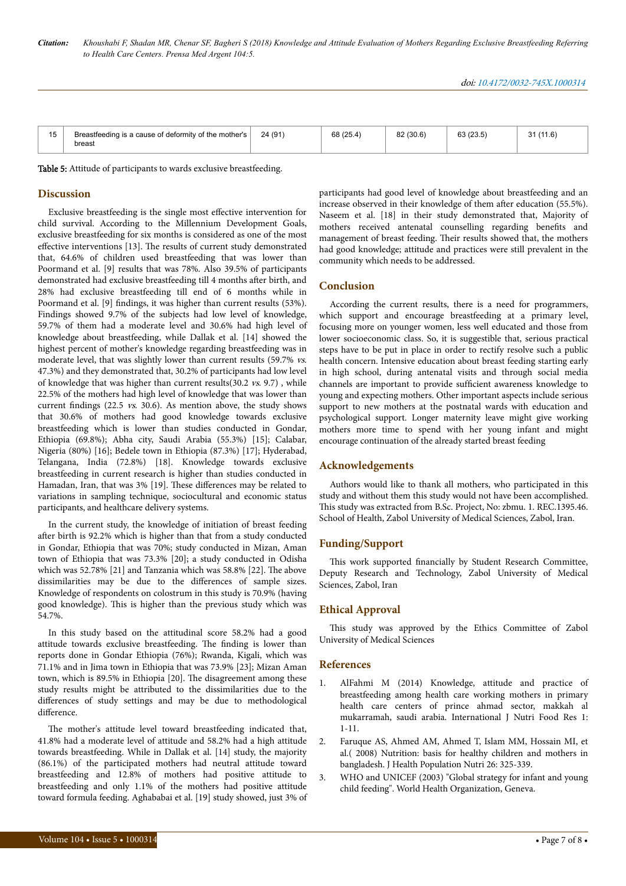| 15 | Breastfeeding is a cause of deformity of the mother's breast | 24 (91) | 68 (25.4) | 82 (30.6) | 63 (23.5) | 31 (11.6) |
|---|---|---|---|---|---|---|

**Table 5:** Attitude of participants to wards exclusive breastfeeding.

## Discussion

Exclusive breastfeeding is the single most effective intervention for child survival. According to the Millennium Development Goals, exclusive breastfeeding for six months is considered as one of the most effective interventions [13]. The results of current study demonstrated that, 64.6% of children used breastfeeding that was lower than Poormand et al. [9] results that was 78%. Also 39.5% of participants demonstrated had exclusive breastfeeding till 4 months after birth, and 28% had exclusive breastfeeding till end of 6 months while in Poormand et al. [9] findings, it was higher than current results (53%). Findings showed 9.7% of the subjects had low level of knowledge, 59.7% of them had a moderate level and 30.6% had high level of knowledge about breastfeeding, while Dallak et al. [14] showed the highest percent of mother's knowledge regarding breastfeeding was in moderate level, that was slightly lower than current results (59.7% *vs.* 47.3%) and they demonstrated that, 30.2% of participants had low level of knowledge that was higher than current results(30.2 *vs.* 9.7) , while 22.5% of the mothers had high level of knowledge that was lower than current findings (22.5 *vs.* 30.6). As mention above, the study shows that 30.6% of mothers had good knowledge towards exclusive breastfeeding which is lower than studies conducted in Gondar, Ethiopia (69.8%); Abha city, Saudi Arabia (55.3%) [15]; Calabar, Nigeria (80%) [16]; Bedele town in Ethiopia (87.3%) [17]; Hyderabad, Telangana, India (72.8%) [18]. Knowledge towards exclusive breastfeeding in current research is higher than studies conducted in Hamadan, Iran, that was 3% [19]. These differences may be related to variations in sampling technique, sociocultural and economic status participants, and healthcare delivery systems.

In the current study, the knowledge of initiation of breast feeding after birth is 92.2% which is higher than that from a study conducted in Gondar, Ethiopia that was 70%; study conducted in Mizan, Aman town of Ethiopia that was 73.3% [20]; a study conducted in Odisha which was 52.78% [21] and Tanzania which was 58.8% [22]. The above dissimilarities may be due to the differences of sample sizes. Knowledge of respondents on colostrum in this study is 70.9% (having good knowledge). This is higher than the previous study which was 54.7%.

In this study based on the attitudinal score 58.2% had a good attitude towards exclusive breastfeeding. The finding is lower than reports done in Gondar Ethiopia (76%); Rwanda, Kigali, which was 71.1% and in Jima town in Ethiopia that was 73.9% [23]; Mizan Aman town, which is 89.5% in Ethiopia [20]. The disagreement among these study results might be attributed to the dissimilarities due to the differences of study settings and may be due to methodological difference.

The mother's attitude level toward breastfeeding indicated that, 41.8% had a moderate level of attitude and 58.2% had a high attitude towards breastfeeding. While in Dallak et al. [14] study, the majority (86.1%) of the participated mothers had neutral attitude toward breastfeeding and 12.8% of mothers had positive attitude to breastfeeding and only 1.1% of the mothers had positive attitude toward formula feeding. Aghababai et al. [19] study showed, just 3% of participants had good level of knowledge about breastfeeding and an increase observed in their knowledge of them after education (55.5%). Naseem et al. [18] in their study demonstrated that, Majority of mothers received antenatal counselling regarding benefits and management of breast feeding. Their results showed that, the mothers had good knowledge; attitude and practices were still prevalent in the community which needs to be addressed.

## Conclusion

According the current results, there is a need for programmers, which support and encourage breastfeeding at a primary level, focusing more on younger women, less well educated and those from lower socioeconomic class. So, it is suggestible that, serious practical steps have to be put in place in order to rectify resolve such a public health concern. Intensive education about breast feeding starting early in high school, during antenatal visits and through social media channels are important to provide sufficient awareness knowledge to young and expecting mothers. Other important aspects include serious support to new mothers at the postnatal wards with education and psychological support. Longer maternity leave might give working mothers more time to spend with her young infant and might encourage continuation of the already started breast feeding

## Acknowledgements

Authors would like to thank all mothers, who participated in this study and without them this study would not have been accomplished. This study was extracted from B.Sc. Project, No: zbmu. 1. REC.1395.46. School of Health, Zabol University of Medical Sciences, Zabol, Iran.

## Funding/Support

This work supported financially by Student Research Committee, Deputy Research and Technology, Zabol University of Medical Sciences, Zabol, Iran

## Ethical Approval

This study was approved by the Ethics Committee of Zabol University of Medical Sciences

## References

1. AlFahmi M (2014) Knowledge, attitude and practice of breastfeeding among health care working mothers in primary health care centers of prince ahmad sector, makkah al mukarramah, saudi arabia. International J Nutri Food Res 1: 1-11.
2. Faruque AS, Ahmed AM, Ahmed T, Islam MM, Hossain MI, et al.( 2008) Nutrition: basis for healthy children and mothers in bangladesh. J Health Population Nutri 26: 325-339.
3. WHO and UNICEF (2003) "Global strategy for infant and young child feeding". World Health Organization, Geneva.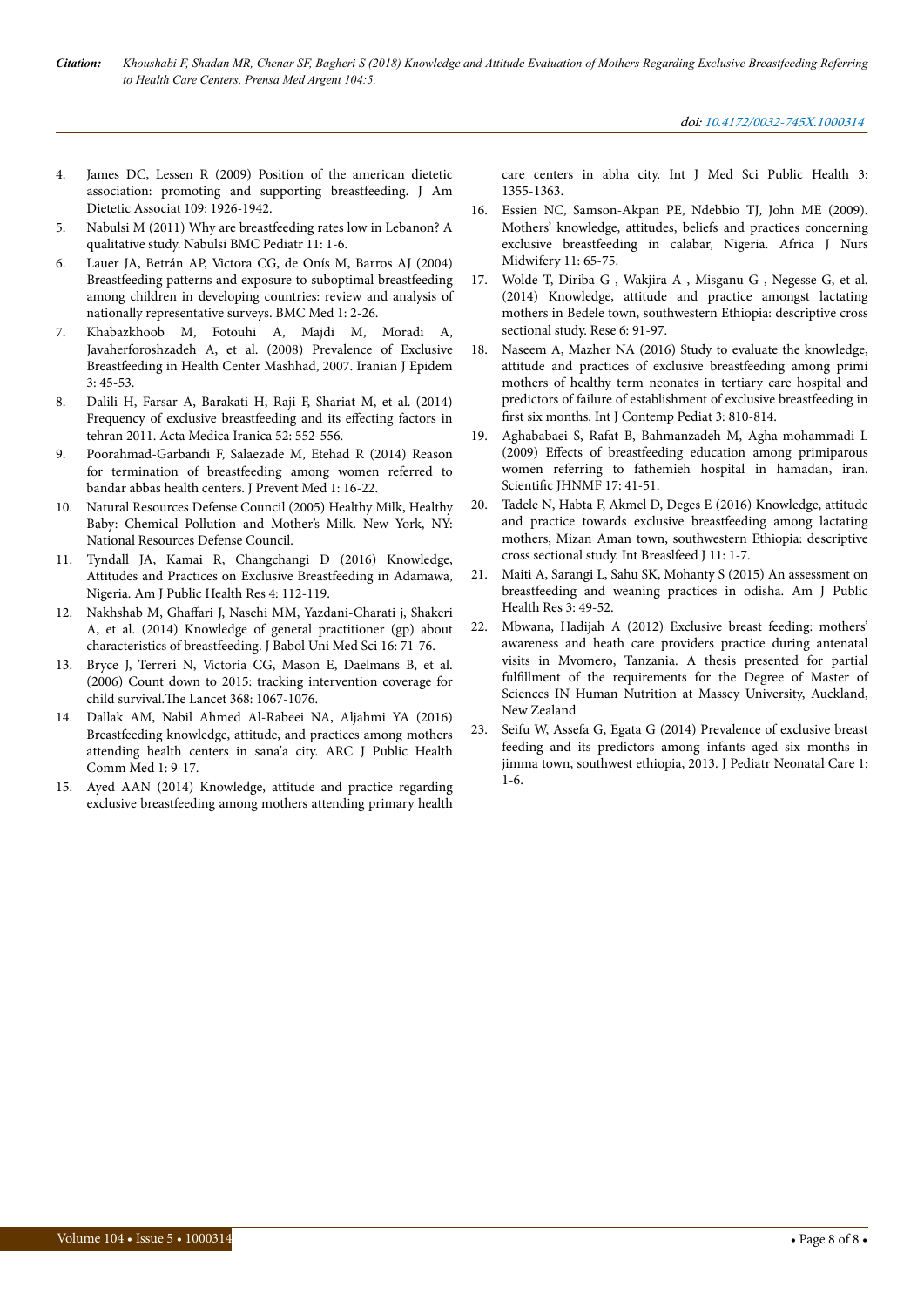4. James DC, Lessen R (2009) Position of the american dietetic association: promoting and supporting breastfeeding. J Am Dietetic Associat 109: 1926-1942.
5. Nabulsi M (2011) Why are breastfeeding rates low in Lebanon? A qualitative study. Nabulsi BMC Pediatr 11: 1-6.
6. Lauer JA, Betrán AP, Victora CG, de Onís M, Barros AJ (2004) Breastfeeding patterns and exposure to suboptimal breastfeeding among children in developing countries: review and analysis of nationally representative surveys. BMC Med 1: 2-26.
7. Khabazkhoob M, Fotouhi A, Majdi M, Moradi A, Javaherforoshzadeh A, et al. (2008) Prevalence of Exclusive Breastfeeding in Health Center Mashhad, 2007. Iranian J Epidem 3: 45-53.
8. Dalili H, Farsar A, Barakati H, Raji F, Shariat M, et al. (2014) Frequency of exclusive breastfeeding and its effecting factors in tehran 2011. Acta Medica Iranica 52: 552-556.
9. Poorahmad-Garbandi F, Salaezade M, Etehad R (2014) Reason for termination of breastfeeding among women referred to bandar abbas health centers. J Prevent Med 1: 16-22.
10. Natural Resources Defense Council (2005) Healthy Milk, Healthy Baby: Chemical Pollution and Mother's Milk. New York, NY: National Resources Defense Council.
11. Tyndall JA, Kamai R, Changchangi D (2016) Knowledge, Attitudes and Practices on Exclusive Breastfeeding in Adamawa, Nigeria. Am J Public Health Res 4: 112-119.
12. Nakhshab M, Ghaffari J, Nasehi MM, Yazdani-Charati j, Shakeri A, et al. (2014) Knowledge of general practitioner (gp) about characteristics of breastfeeding. J Babol Uni Med Sci 16: 71-76.
13. Bryce J, Terreri N, Victoria CG, Mason E, Daelmans B, et al. (2006) Count down to 2015: tracking intervention coverage for child survival.The Lancet 368: 1067-1076.
14. Dallak AM, Nabil Ahmed Al-Rabeei NA, Aljahmi YA (2016) Breastfeeding knowledge, attitude, and practices among mothers attending health centers in sana'a city. ARC J Public Health Comm Med 1: 9-17.
15. Ayed AAN (2014) Knowledge, attitude and practice regarding exclusive breastfeeding among mothers attending primary health care centers in abha city. Int J Med Sci Public Health 3: 1355-1363.
16. Essien NC, Samson-Akpan PE, Ndebbio TJ, John ME (2009). Mothers' knowledge, attitudes, beliefs and practices concerning exclusive breastfeeding in calabar, Nigeria. Africa J Nurs Midwifery 11: 65-75.
17. Wolde T, Diriba G , Wakjira A , Misganu G , Negesse G, et al. (2014) Knowledge, attitude and practice amongst lactating mothers in Bedele town, southwestern Ethiopia: descriptive cross sectional study. Rese 6: 91-97.
18. Naseem A, Mazher NA (2016) Study to evaluate the knowledge, attitude and practices of exclusive breastfeeding among primi mothers of healthy term neonates in tertiary care hospital and predictors of failure of establishment of exclusive breastfeeding in first six months. Int J Contemp Pediat 3: 810-814.
19. Aghababaei S, Rafat B, Bahmanzadeh M, Agha-mohammadi L (2009) Effects of breastfeeding education among primiparous women referring to fathemieh hospital in hamadan, iran. Scientific JHNMF 17: 41-51.
20. Tadele N, Habta F, Akmel D, Deges E (2016) Knowledge, attitude and practice towards exclusive breastfeeding among lactating mothers, Mizan Aman town, southwestern Ethiopia: descriptive cross sectional study. Int Breaslfeed J 11: 1-7.
21. Maiti A, Sarangi L, Sahu SK, Mohanty S (2015) An assessment on breastfeeding and weaning practices in odisha. Am J Public Health Res 3: 49-52.
22. Mbwana, Hadijah A (2012) Exclusive breast feeding: mothers' awareness and heath care providers practice during antenatal visits in Mvomero, Tanzania. A thesis presented for partial fulfillment of the requirements for the Degree of Master of Sciences IN Human Nutrition at Massey University, Auckland, New Zealand
23. Seifu W, Assefa G, Egata G (2014) Prevalence of exclusive breast feeding and its predictors among infants aged six months in jimma town, southwest ethiopia, 2013. J Pediatr Neonatal Care 1: 1-6.